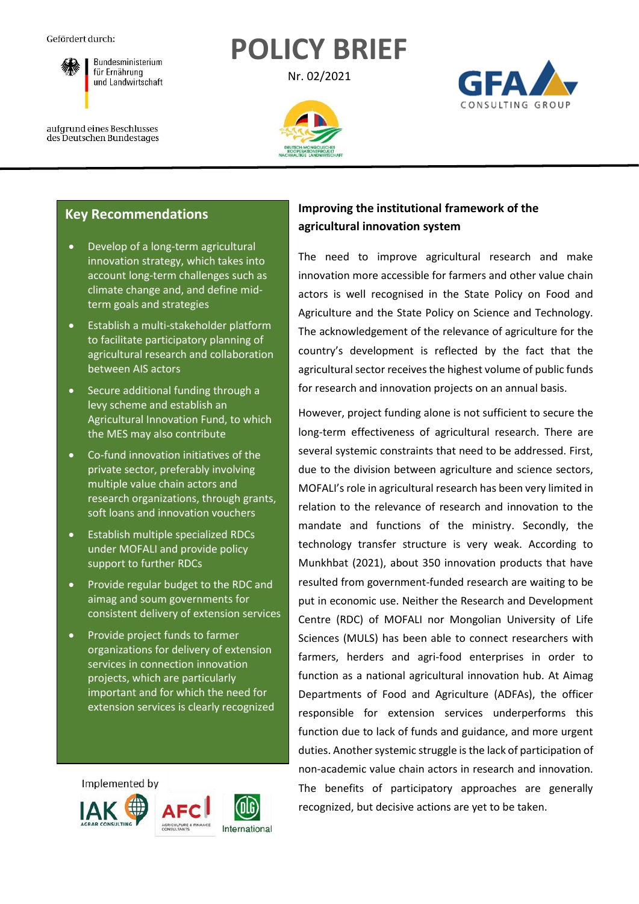Gefördert durch:

Bundesministerium für Ernährung und Landwirtschaft

aufgrund eines Beschlusses des Deutschen Bundestages

# POLICY BRIEF

Nr. 02/2021

GFA CONSULTING GROUP

DEUTSCH-MONGOLISCHES KOOPERATIONSPROJEKT NACHHALTIGE LANDWIRTSCHAFT

## Key Recommendations

- Develop of a long-term agricultural innovation strategy, which takes into account long-term challenges such as climate change and, and define mid-term goals and strategies
- Establish a multi-stakeholder platform to facilitate participatory planning of agricultural research and collaboration between AIS actors
- Secure additional funding through a levy scheme and establish an Agricultural Innovation Fund, to which the MES may also contribute
- Co-fund innovation initiatives of the private sector, preferably involving multiple value chain actors and research organizations, through grants, soft loans and innovation vouchers
- Establish multiple specialized RDCs under MOFALI and provide policy support to further RDCs
- Provide regular budget to the RDC and aimag and soum governments for consistent delivery of extension services
- Provide project funds to farmer organizations for delivery of extension services in connection innovation projects, which are particularly important and for which the need for extension services is clearly recognized

Implemented by

IAK AGRAR CONSULTING · AFC AGRICULTURE & FINANCE CONSULTANTS · DLG International

## Improving the institutional framework of the agricultural innovation system

The need to improve agricultural research and make innovation more accessible for farmers and other value chain actors is well recognised in the State Policy on Food and Agriculture and the State Policy on Science and Technology. The acknowledgement of the relevance of agriculture for the country's development is reflected by the fact that the agricultural sector receives the highest volume of public funds for research and innovation projects on an annual basis.

However, project funding alone is not sufficient to secure the long-term effectiveness of agricultural research. There are several systemic constraints that need to be addressed. First, due to the division between agriculture and science sectors, MOFALI's role in agricultural research has been very limited in relation to the relevance of research and innovation to the mandate and functions of the ministry. Secondly, the technology transfer structure is very weak. According to Munkhbat (2021), about 350 innovation products that have resulted from government-funded research are waiting to be put in economic use. Neither the Research and Development Centre (RDC) of MOFALI nor Mongolian University of Life Sciences (MULS) has been able to connect researchers with farmers, herders and agri-food enterprises in order to function as a national agricultural innovation hub. At Aimag Departments of Food and Agriculture (ADFAs), the officer responsible for extension services underperforms this function due to lack of funds and guidance, and more urgent duties. Another systemic struggle is the lack of participation of non-academic value chain actors in research and innovation. The benefits of participatory approaches are generally recognized, but decisive actions are yet to be taken.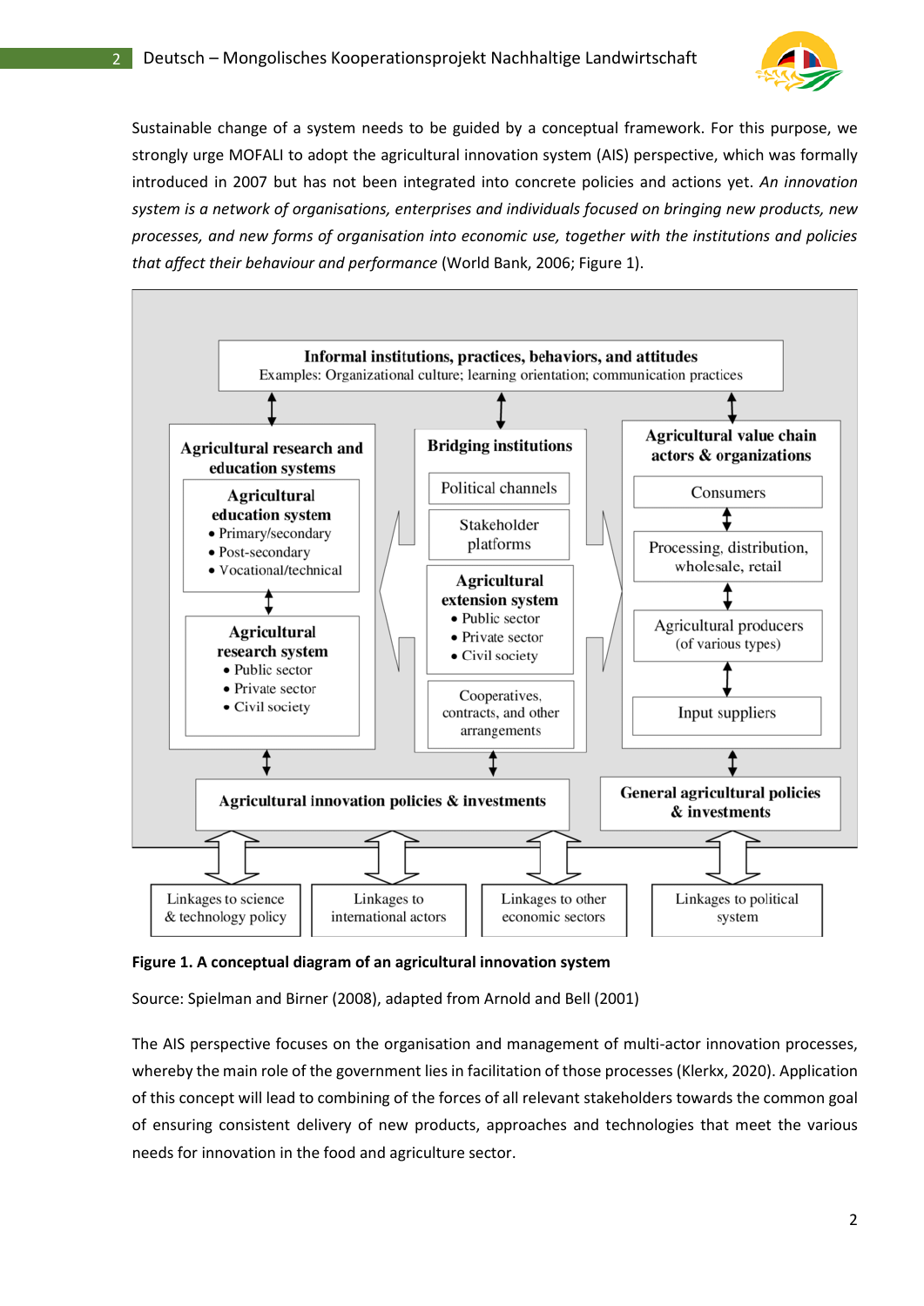Sustainable change of a system needs to be guided by a conceptual framework. For this purpose, we strongly urge MOFALI to adopt the agricultural innovation system (AIS) perspective, which was formally introduced in 2007 but has not been integrated into concrete policies and actions yet. *An innovation system is a network of organisations, enterprises and individuals focused on bringing new products, new processes, and new forms of organisation into economic use, together with the institutions and policies that affect their behaviour and performance* (World Bank, 2006; Figure 1).

**Informal institutions, practices, behaviors, and attitudes**
Examples: Organizational culture; learning orientation; communication practices

**Agricultural research and education systems**

- **Agricultural education system**
  - Primary/secondary
  - Post-secondary
  - Vocational/technical
- **Agricultural research system**
  - Public sector
  - Private sector
  - Civil society

**Bridging institutions**

- Political channels
- Stakeholder platforms
- **Agricultural extension system**
  - Public sector
  - Private sector
  - Civil society
- Cooperatives, contracts, and other arrangements

**Agricultural value chain actors & organizations**

- Consumers
- Processing, distribution, wholesale, retail
- Agricultural producers (of various types)
- Input suppliers

**Agricultural innovation policies & investments**

**General agricultural policies & investments**

Linkages to science & technology policy | Linkages to international actors | Linkages to other economic sectors | Linkages to political system

**Figure 1. A conceptual diagram of an agricultural innovation system**

Source: Spielman and Birner (2008), adapted from Arnold and Bell (2001)

The AIS perspective focuses on the organisation and management of multi-actor innovation processes, whereby the main role of the government lies in facilitation of those processes (Klerkx, 2020). Application of this concept will lead to combining of the forces of all relevant stakeholders towards the common goal of ensuring consistent delivery of new products, approaches and technologies that meet the various needs for innovation in the food and agriculture sector.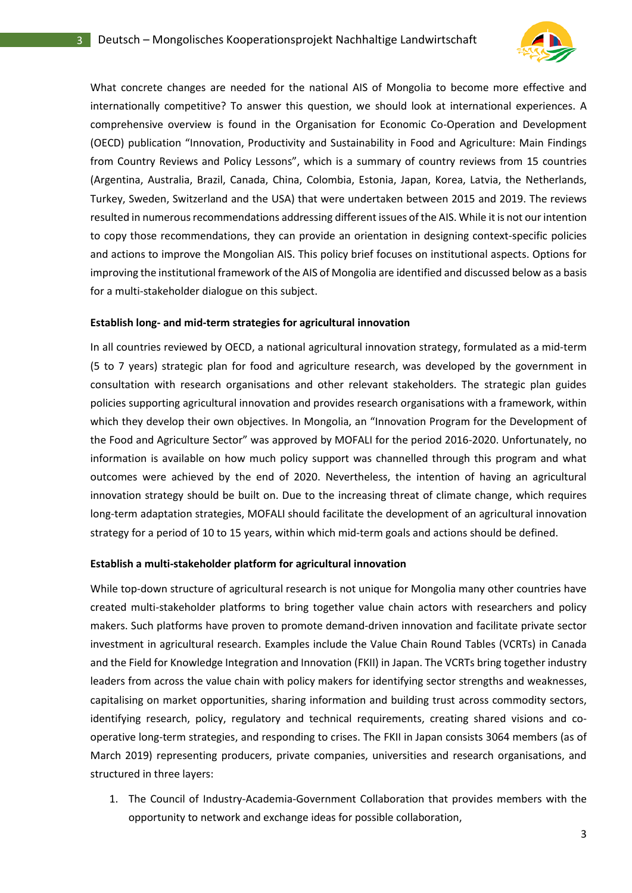What concrete changes are needed for the national AIS of Mongolia to become more effective and internationally competitive? To answer this question, we should look at international experiences. A comprehensive overview is found in the Organisation for Economic Co-Operation and Development (OECD) publication "Innovation, Productivity and Sustainability in Food and Agriculture: Main Findings from Country Reviews and Policy Lessons", which is a summary of country reviews from 15 countries (Argentina, Australia, Brazil, Canada, China, Colombia, Estonia, Japan, Korea, Latvia, the Netherlands, Turkey, Sweden, Switzerland and the USA) that were undertaken between 2015 and 2019. The reviews resulted in numerous recommendations addressing different issues of the AIS. While it is not our intention to copy those recommendations, they can provide an orientation in designing context-specific policies and actions to improve the Mongolian AIS. This policy brief focuses on institutional aspects. Options for improving the institutional framework of the AIS of Mongolia are identified and discussed below as a basis for a multi-stakeholder dialogue on this subject.

**Establish long- and mid-term strategies for agricultural innovation**

In all countries reviewed by OECD, a national agricultural innovation strategy, formulated as a mid-term (5 to 7 years) strategic plan for food and agriculture research, was developed by the government in consultation with research organisations and other relevant stakeholders. The strategic plan guides policies supporting agricultural innovation and provides research organisations with a framework, within which they develop their own objectives. In Mongolia, an "Innovation Program for the Development of the Food and Agriculture Sector" was approved by MOFALI for the period 2016-2020. Unfortunately, no information is available on how much policy support was channelled through this program and what outcomes were achieved by the end of 2020. Nevertheless, the intention of having an agricultural innovation strategy should be built on. Due to the increasing threat of climate change, which requires long-term adaptation strategies, MOFALI should facilitate the development of an agricultural innovation strategy for a period of 10 to 15 years, within which mid-term goals and actions should be defined.

**Establish a multi-stakeholder platform for agricultural innovation**

While top-down structure of agricultural research is not unique for Mongolia many other countries have created multi-stakeholder platforms to bring together value chain actors with researchers and policy makers. Such platforms have proven to promote demand-driven innovation and facilitate private sector investment in agricultural research. Examples include the Value Chain Round Tables (VCRTs) in Canada and the Field for Knowledge Integration and Innovation (FKII) in Japan. The VCRTs bring together industry leaders from across the value chain with policy makers for identifying sector strengths and weaknesses, capitalising on market opportunities, sharing information and building trust across commodity sectors, identifying research, policy, regulatory and technical requirements, creating shared visions and co-operative long-term strategies, and responding to crises. The FKII in Japan consists 3064 members (as of March 2019) representing producers, private companies, universities and research organisations, and structured in three layers:

1. The Council of Industry-Academia-Government Collaboration that provides members with the opportunity to network and exchange ideas for possible collaboration,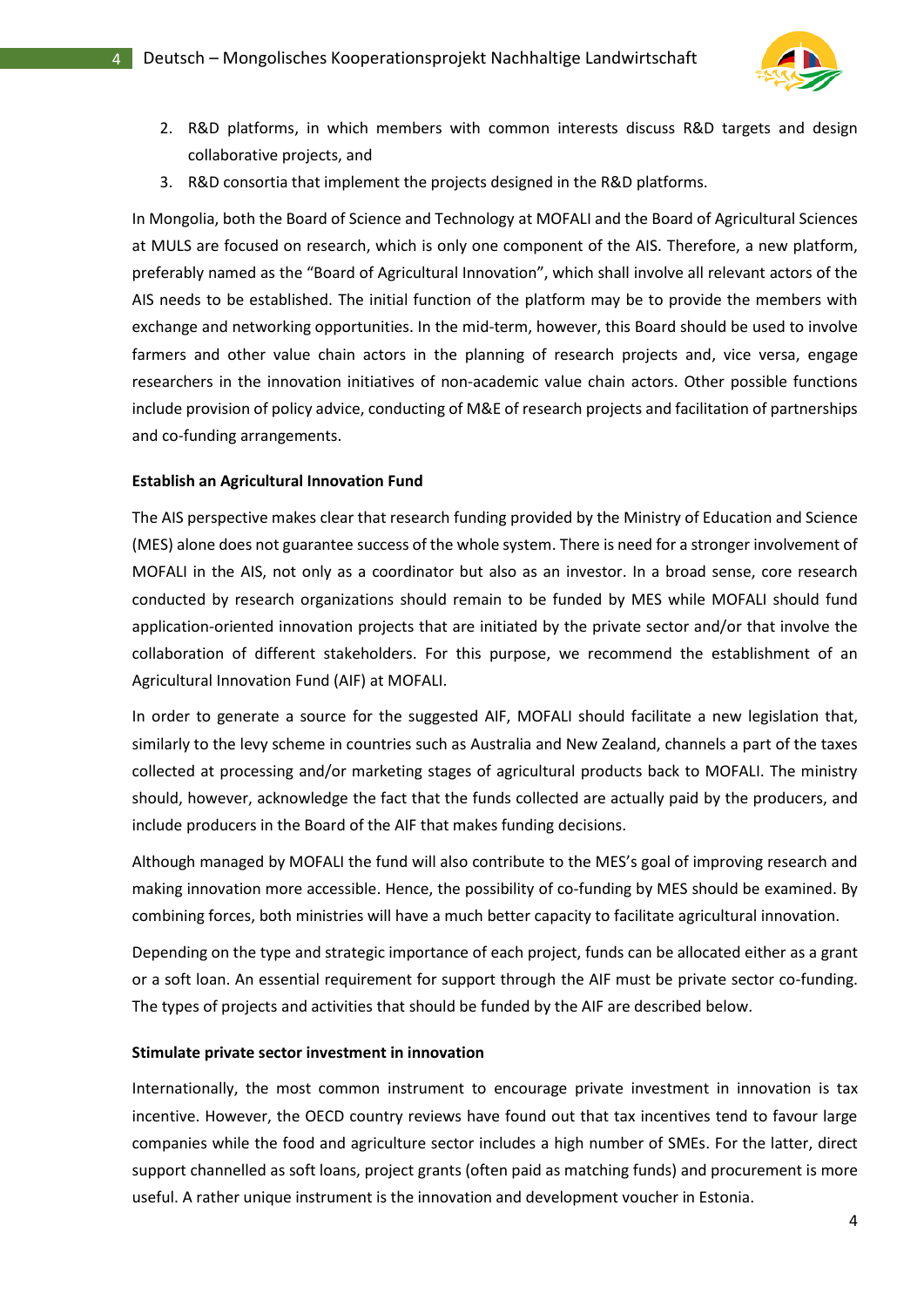2. R&D platforms, in which members with common interests discuss R&D targets and design collaborative projects, and
3. R&D consortia that implement the projects designed in the R&D platforms.

In Mongolia, both the Board of Science and Technology at MOFALI and the Board of Agricultural Sciences at MULS are focused on research, which is only one component of the AIS. Therefore, a new platform, preferably named as the "Board of Agricultural Innovation", which shall involve all relevant actors of the AIS needs to be established. The initial function of the platform may be to provide the members with exchange and networking opportunities. In the mid-term, however, this Board should be used to involve farmers and other value chain actors in the planning of research projects and, vice versa, engage researchers in the innovation initiatives of non-academic value chain actors. Other possible functions include provision of policy advice, conducting of M&E of research projects and facilitation of partnerships and co-funding arrangements.

**Establish an Agricultural Innovation Fund**

The AIS perspective makes clear that research funding provided by the Ministry of Education and Science (MES) alone does not guarantee success of the whole system. There is need for a stronger involvement of MOFALI in the AIS, not only as a coordinator but also as an investor. In a broad sense, core research conducted by research organizations should remain to be funded by MES while MOFALI should fund application-oriented innovation projects that are initiated by the private sector and/or that involve the collaboration of different stakeholders. For this purpose, we recommend the establishment of an Agricultural Innovation Fund (AIF) at MOFALI.

In order to generate a source for the suggested AIF, MOFALI should facilitate a new legislation that, similarly to the levy scheme in countries such as Australia and New Zealand, channels a part of the taxes collected at processing and/or marketing stages of agricultural products back to MOFALI. The ministry should, however, acknowledge the fact that the funds collected are actually paid by the producers, and include producers in the Board of the AIF that makes funding decisions.

Although managed by MOFALI the fund will also contribute to the MES's goal of improving research and making innovation more accessible. Hence, the possibility of co-funding by MES should be examined. By combining forces, both ministries will have a much better capacity to facilitate agricultural innovation.

Depending on the type and strategic importance of each project, funds can be allocated either as a grant or a soft loan. An essential requirement for support through the AIF must be private sector co-funding. The types of projects and activities that should be funded by the AIF are described below.

**Stimulate private sector investment in innovation**

Internationally, the most common instrument to encourage private investment in innovation is tax incentive. However, the OECD country reviews have found out that tax incentives tend to favour large companies while the food and agriculture sector includes a high number of SMEs. For the latter, direct support channelled as soft loans, project grants (often paid as matching funds) and procurement is more useful. A rather unique instrument is the innovation and development voucher in Estonia.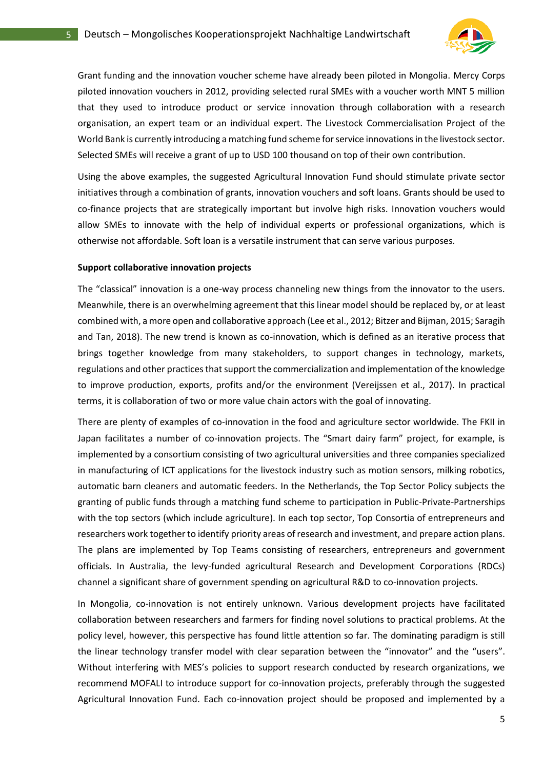Grant funding and the innovation voucher scheme have already been piloted in Mongolia. Mercy Corps piloted innovation vouchers in 2012, providing selected rural SMEs with a voucher worth MNT 5 million that they used to introduce product or service innovation through collaboration with a research organisation, an expert team or an individual expert. The Livestock Commercialisation Project of the World Bank is currently introducing a matching fund scheme for service innovations in the livestock sector. Selected SMEs will receive a grant of up to USD 100 thousand on top of their own contribution.

Using the above examples, the suggested Agricultural Innovation Fund should stimulate private sector initiatives through a combination of grants, innovation vouchers and soft loans. Grants should be used to co-finance projects that are strategically important but involve high risks. Innovation vouchers would allow SMEs to innovate with the help of individual experts or professional organizations, which is otherwise not affordable. Soft loan is a versatile instrument that can serve various purposes.

**Support collaborative innovation projects**

The "classical" innovation is a one-way process channeling new things from the innovator to the users. Meanwhile, there is an overwhelming agreement that this linear model should be replaced by, or at least combined with, a more open and collaborative approach (Lee et al., 2012; Bitzer and Bijman, 2015; Saragih and Tan, 2018). The new trend is known as co-innovation, which is defined as an iterative process that brings together knowledge from many stakeholders, to support changes in technology, markets, regulations and other practices that support the commercialization and implementation of the knowledge to improve production, exports, profits and/or the environment (Vereijssen et al., 2017). In practical terms, it is collaboration of two or more value chain actors with the goal of innovating.

There are plenty of examples of co-innovation in the food and agriculture sector worldwide. The FKII in Japan facilitates a number of co-innovation projects. The "Smart dairy farm" project, for example, is implemented by a consortium consisting of two agricultural universities and three companies specialized in manufacturing of ICT applications for the livestock industry such as motion sensors, milking robotics, automatic barn cleaners and automatic feeders. In the Netherlands, the Top Sector Policy subjects the granting of public funds through a matching fund scheme to participation in Public-Private-Partnerships with the top sectors (which include agriculture). In each top sector, Top Consortia of entrepreneurs and researchers work together to identify priority areas of research and investment, and prepare action plans. The plans are implemented by Top Teams consisting of researchers, entrepreneurs and government officials. In Australia, the levy-funded agricultural Research and Development Corporations (RDCs) channel a significant share of government spending on agricultural R&D to co-innovation projects.

In Mongolia, co-innovation is not entirely unknown. Various development projects have facilitated collaboration between researchers and farmers for finding novel solutions to practical problems. At the policy level, however, this perspective has found little attention so far. The dominating paradigm is still the linear technology transfer model with clear separation between the "innovator" and the "users". Without interfering with MES's policies to support research conducted by research organizations, we recommend MOFALI to introduce support for co-innovation projects, preferably through the suggested Agricultural Innovation Fund. Each co-innovation project should be proposed and implemented by a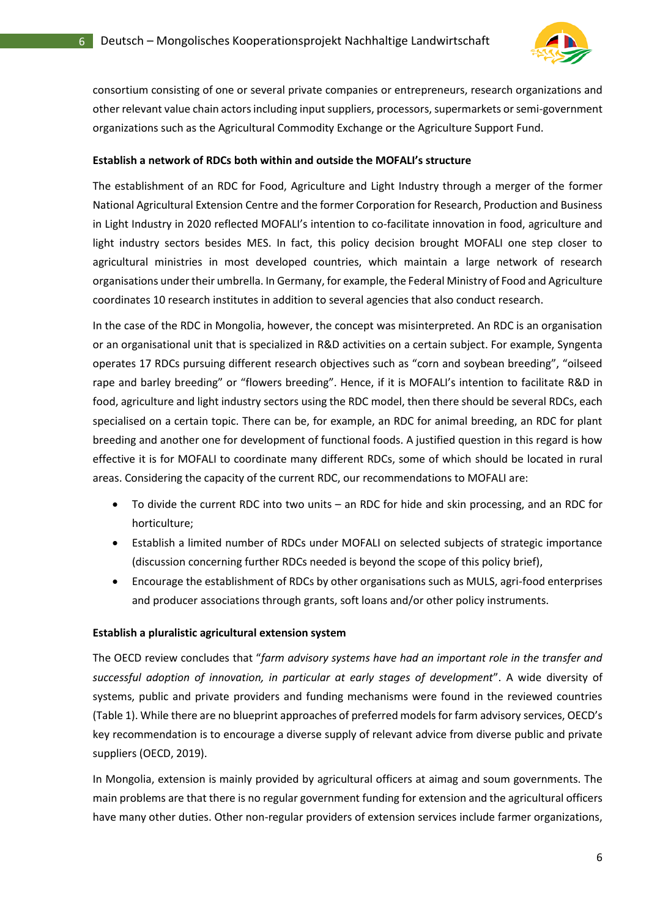consortium consisting of one or several private companies or entrepreneurs, research organizations and other relevant value chain actors including input suppliers, processors, supermarkets or semi-government organizations such as the Agricultural Commodity Exchange or the Agriculture Support Fund.

**Establish a network of RDCs both within and outside the MOFALI's structure**

The establishment of an RDC for Food, Agriculture and Light Industry through a merger of the former National Agricultural Extension Centre and the former Corporation for Research, Production and Business in Light Industry in 2020 reflected MOFALI's intention to co-facilitate innovation in food, agriculture and light industry sectors besides MES. In fact, this policy decision brought MOFALI one step closer to agricultural ministries in most developed countries, which maintain a large network of research organisations under their umbrella. In Germany, for example, the Federal Ministry of Food and Agriculture coordinates 10 research institutes in addition to several agencies that also conduct research.

In the case of the RDC in Mongolia, however, the concept was misinterpreted. An RDC is an organisation or an organisational unit that is specialized in R&D activities on a certain subject. For example, Syngenta operates 17 RDCs pursuing different research objectives such as "corn and soybean breeding", "oilseed rape and barley breeding" or "flowers breeding". Hence, if it is MOFALI's intention to facilitate R&D in food, agriculture and light industry sectors using the RDC model, then there should be several RDCs, each specialised on a certain topic. There can be, for example, an RDC for animal breeding, an RDC for plant breeding and another one for development of functional foods. A justified question in this regard is how effective it is for MOFALI to coordinate many different RDCs, some of which should be located in rural areas. Considering the capacity of the current RDC, our recommendations to MOFALI are:

- To divide the current RDC into two units – an RDC for hide and skin processing, and an RDC for horticulture;
- Establish a limited number of RDCs under MOFALI on selected subjects of strategic importance (discussion concerning further RDCs needed is beyond the scope of this policy brief),
- Encourage the establishment of RDCs by other organisations such as MULS, agri-food enterprises and producer associations through grants, soft loans and/or other policy instruments.

**Establish a pluralistic agricultural extension system**

The OECD review concludes that "*farm advisory systems have had an important role in the transfer and successful adoption of innovation, in particular at early stages of development*". A wide diversity of systems, public and private providers and funding mechanisms were found in the reviewed countries (Table 1). While there are no blueprint approaches of preferred models for farm advisory services, OECD's key recommendation is to encourage a diverse supply of relevant advice from diverse public and private suppliers (OECD, 2019).

In Mongolia, extension is mainly provided by agricultural officers at aimag and soum governments. The main problems are that there is no regular government funding for extension and the agricultural officers have many other duties. Other non-regular providers of extension services include farmer organizations,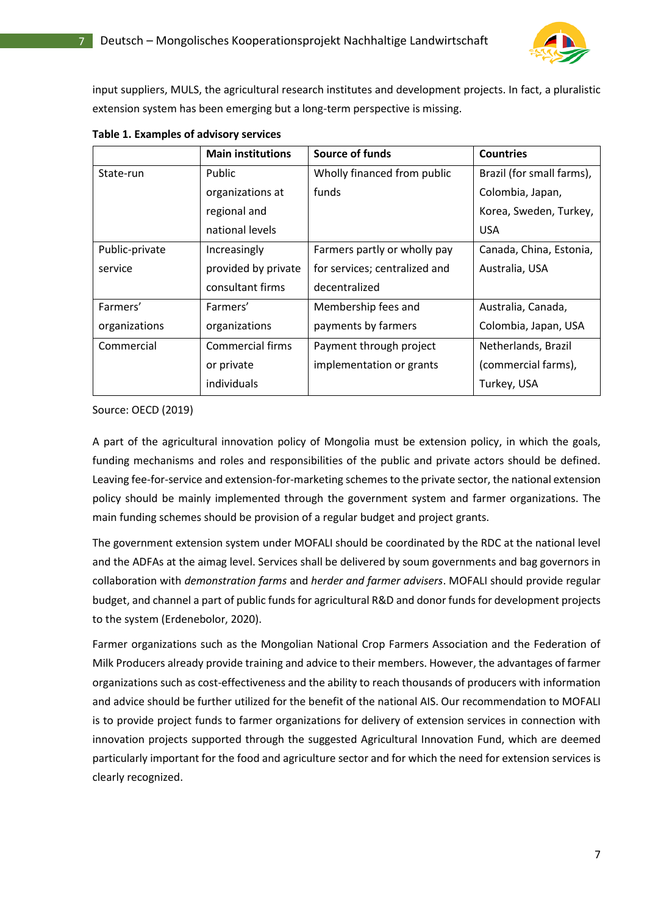input suppliers, MULS, the agricultural research institutes and development projects. In fact, a pluralistic extension system has been emerging but a long-term perspective is missing.

**Table 1. Examples of advisory services**

| | **Main institutions** | **Source of funds** | **Countries** |
|---|---|---|---|
| State-run | Public organizations at regional and national levels | Wholly financed from public funds | Brazil (for small farms), Colombia, Japan, Korea, Sweden, Turkey, USA |
| Public-private service | Increasingly provided by private consultant firms | Farmers partly or wholly pay for services; centralized and decentralized | Canada, China, Estonia, Australia, USA |
| Farmers' organizations | Farmers' organizations | Membership fees and payments by farmers | Australia, Canada, Colombia, Japan, USA |
| Commercial | Commercial firms or private individuals | Payment through project implementation or grants | Netherlands, Brazil (commercial farms), Turkey, USA |

Source: OECD (2019)

A part of the agricultural innovation policy of Mongolia must be extension policy, in which the goals, funding mechanisms and roles and responsibilities of the public and private actors should be defined. Leaving fee-for-service and extension-for-marketing schemes to the private sector, the national extension policy should be mainly implemented through the government system and farmer organizations. The main funding schemes should be provision of a regular budget and project grants.

The government extension system under MOFALI should be coordinated by the RDC at the national level and the ADFAs at the aimag level. Services shall be delivered by soum governments and bag governors in collaboration with *demonstration farms* and *herder and farmer advisers*. MOFALI should provide regular budget, and channel a part of public funds for agricultural R&D and donor funds for development projects to the system (Erdenebolor, 2020).

Farmer organizations such as the Mongolian National Crop Farmers Association and the Federation of Milk Producers already provide training and advice to their members. However, the advantages of farmer organizations such as cost-effectiveness and the ability to reach thousands of producers with information and advice should be further utilized for the benefit of the national AIS. Our recommendation to MOFALI is to provide project funds to farmer organizations for delivery of extension services in connection with innovation projects supported through the suggested Agricultural Innovation Fund, which are deemed particularly important for the food and agriculture sector and for which the need for extension services is clearly recognized.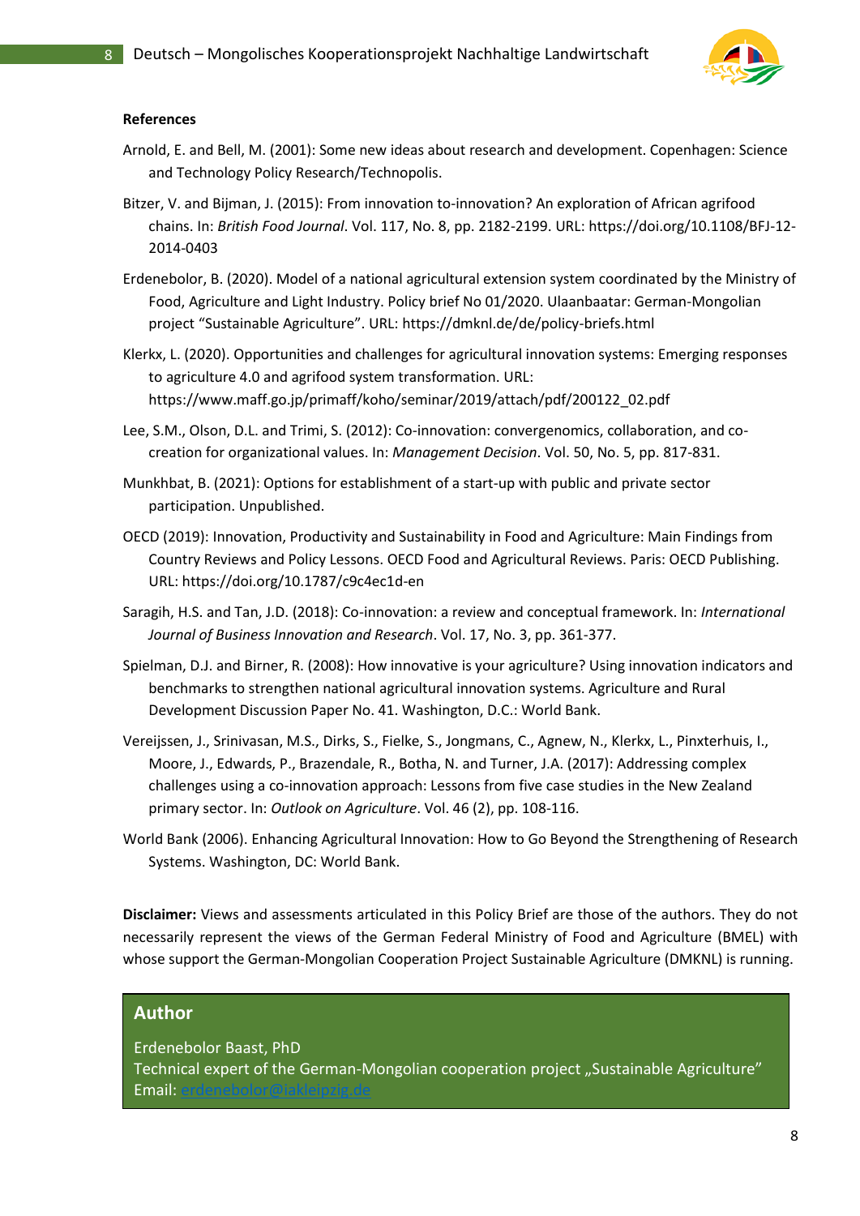**References**

Arnold, E. and Bell, M. (2001): Some new ideas about research and development. Copenhagen: Science and Technology Policy Research/Technopolis.

Bitzer, V. and Bijman, J. (2015): From innovation to-innovation? An exploration of African agrifood chains. In: *British Food Journal*. Vol. 117, No. 8, pp. 2182-2199. URL: https://doi.org/10.1108/BFJ-12-2014-0403

Erdenebolor, B. (2020). Model of a national agricultural extension system coordinated by the Ministry of Food, Agriculture and Light Industry. Policy brief No 01/2020. Ulaanbaatar: German-Mongolian project "Sustainable Agriculture". URL: https://dmknl.de/de/policy-briefs.html

Klerkx, L. (2020). Opportunities and challenges for agricultural innovation systems: Emerging responses to agriculture 4.0 and agrifood system transformation. URL: https://www.maff.go.jp/primaff/koho/seminar/2019/attach/pdf/200122_02.pdf

Lee, S.M., Olson, D.L. and Trimi, S. (2012): Co-innovation: convergenomics, collaboration, and co-creation for organizational values. In: *Management Decision*. Vol. 50, No. 5, pp. 817-831.

Munkhbat, B. (2021): Options for establishment of a start-up with public and private sector participation. Unpublished.

OECD (2019): Innovation, Productivity and Sustainability in Food and Agriculture: Main Findings from Country Reviews and Policy Lessons. OECD Food and Agricultural Reviews. Paris: OECD Publishing. URL: https://doi.org/10.1787/c9c4ec1d-en

Saragih, H.S. and Tan, J.D. (2018): Co-innovation: a review and conceptual framework. In: *International Journal of Business Innovation and Research*. Vol. 17, No. 3, pp. 361-377.

Spielman, D.J. and Birner, R. (2008): How innovative is your agriculture? Using innovation indicators and benchmarks to strengthen national agricultural innovation systems. Agriculture and Rural Development Discussion Paper No. 41. Washington, D.C.: World Bank.

Vereijssen, J., Srinivasan, M.S., Dirks, S., Fielke, S., Jongmans, C., Agnew, N., Klerkx, L., Pinxterhuis, I., Moore, J., Edwards, P., Brazendale, R., Botha, N. and Turner, J.A. (2017): Addressing complex challenges using a co-innovation approach: Lessons from five case studies in the New Zealand primary sector. In: *Outlook on Agriculture*. Vol. 46 (2), pp. 108-116.

World Bank (2006). Enhancing Agricultural Innovation: How to Go Beyond the Strengthening of Research Systems. Washington, DC: World Bank.

**Disclaimer:** Views and assessments articulated in this Policy Brief are those of the authors. They do not necessarily represent the views of the German Federal Ministry of Food and Agriculture (BMEL) with whose support the German-Mongolian Cooperation Project Sustainable Agriculture (DMKNL) is running.

## Author

Erdenebolor Baast, PhD
Technical expert of the German-Mongolian cooperation project „Sustainable Agriculture"
Email: erdenebolor@iakleipzig.de